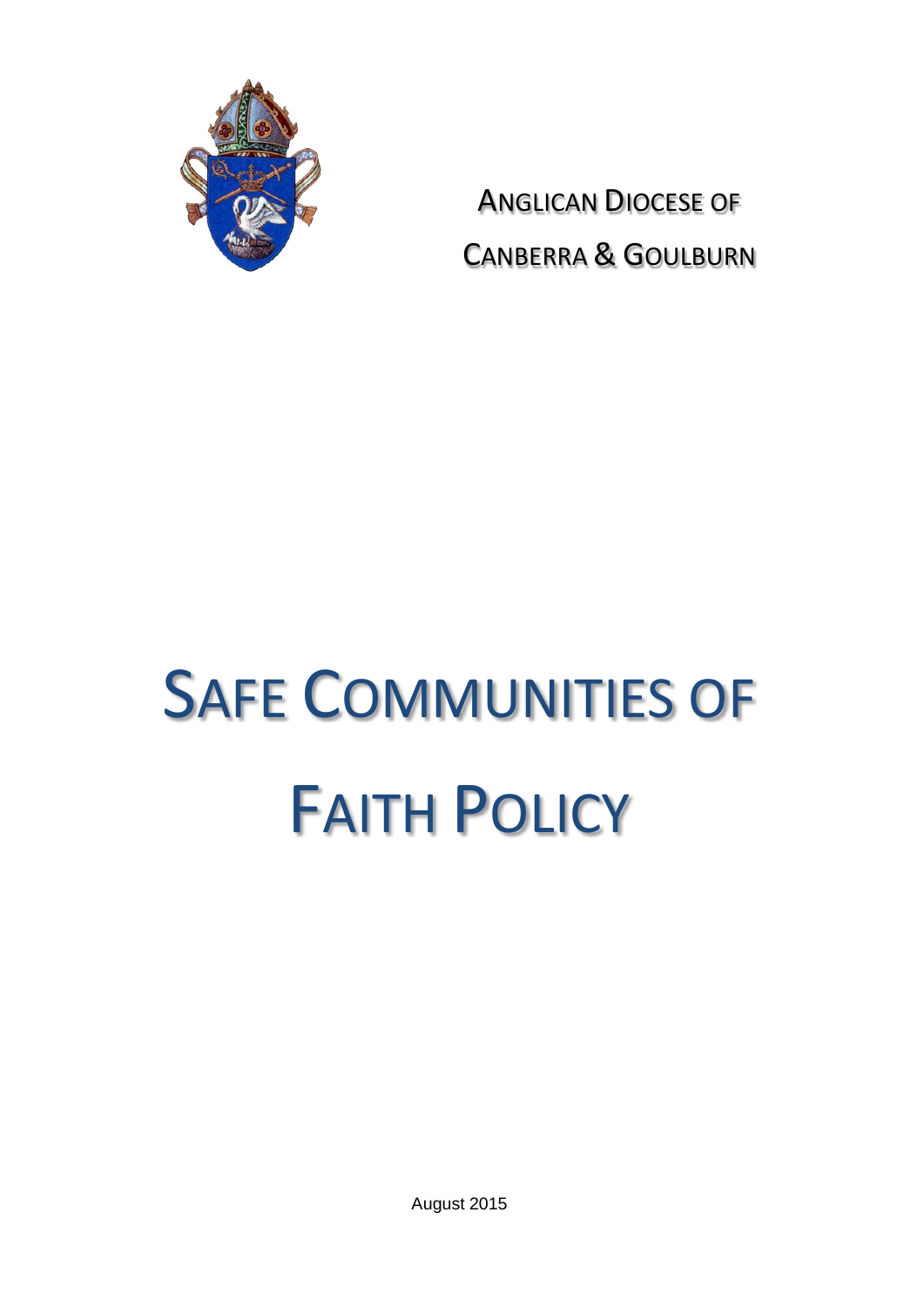ANGLICAN DIOCESE OF CANBERRA & GOULBURN

# SAFE COMMUNITIES OF FAITH POLICY

August 2015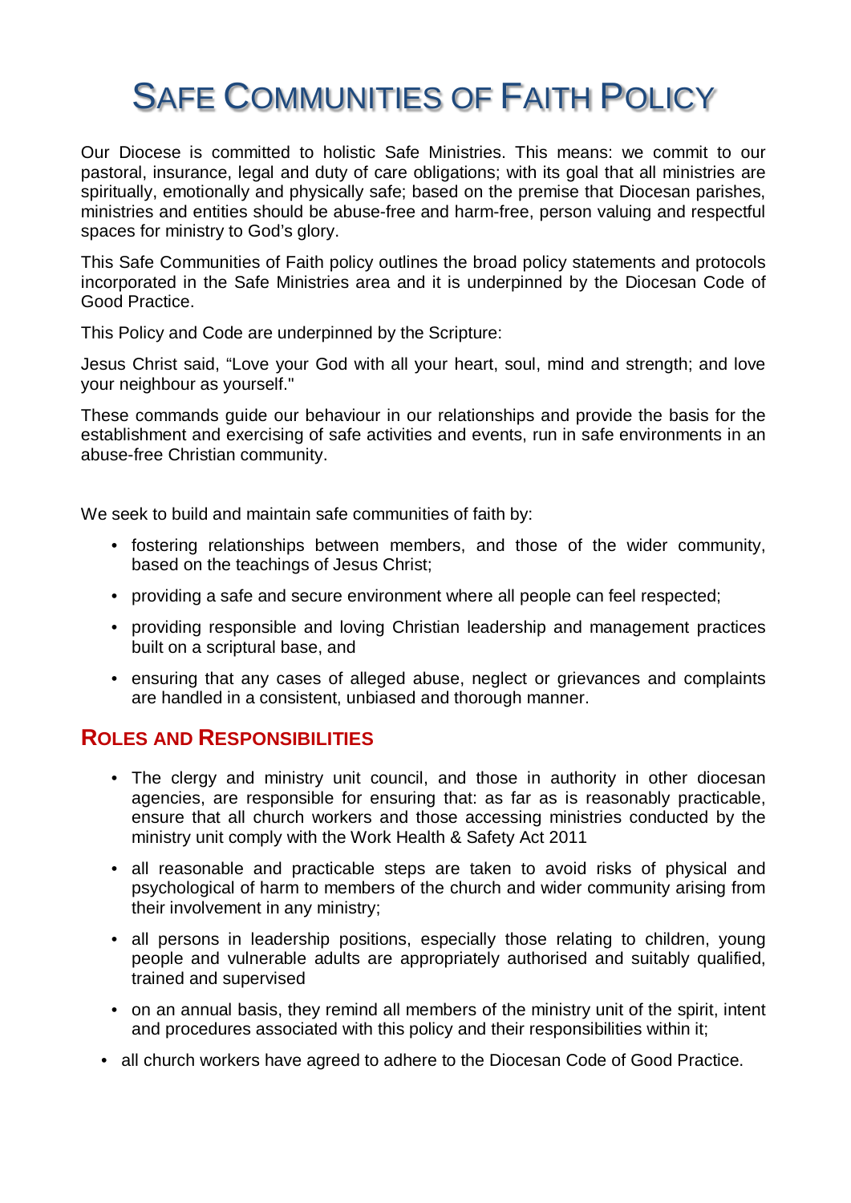# SAFE COMMUNITIES OF FAITH POLICY

Our Diocese is committed to holistic Safe Ministries. This means: we commit to our pastoral, insurance, legal and duty of care obligations; with its goal that all ministries are spiritually, emotionally and physically safe; based on the premise that Diocesan parishes, ministries and entities should be abuse-free and harm-free, person valuing and respectful spaces for ministry to God's glory.

This Safe Communities of Faith policy outlines the broad policy statements and protocols incorporated in the Safe Ministries area and it is underpinned by the Diocesan Code of Good Practice.

This Policy and Code are underpinned by the Scripture:

Jesus Christ said, "Love your God with all your heart, soul, mind and strength; and love your neighbour as yourself."

These commands guide our behaviour in our relationships and provide the basis for the establishment and exercising of safe activities and events, run in safe environments in an abuse-free Christian community.

We seek to build and maintain safe communities of faith by:

- fostering relationships between members, and those of the wider community, based on the teachings of Jesus Christ;
- providing a safe and secure environment where all people can feel respected;
- providing responsible and loving Christian leadership and management practices built on a scriptural base, and
- ensuring that any cases of alleged abuse, neglect or grievances and complaints are handled in a consistent, unbiased and thorough manner.

## ROLES AND RESPONSIBILITIES

- The clergy and ministry unit council, and those in authority in other diocesan agencies, are responsible for ensuring that: as far as is reasonably practicable, ensure that all church workers and those accessing ministries conducted by the ministry unit comply with the Work Health & Safety Act 2011
- all reasonable and practicable steps are taken to avoid risks of physical and psychological of harm to members of the church and wider community arising from their involvement in any ministry;
- all persons in leadership positions, especially those relating to children, young people and vulnerable adults are appropriately authorised and suitably qualified, trained and supervised
- on an annual basis, they remind all members of the ministry unit of the spirit, intent and procedures associated with this policy and their responsibilities within it;
- all church workers have agreed to adhere to the Diocesan Code of Good Practice.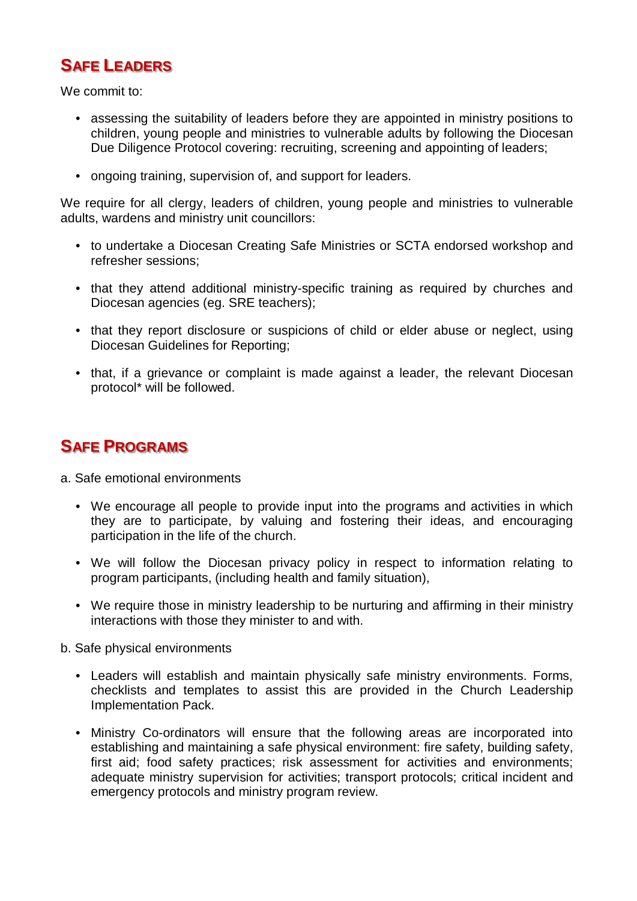## Safe Leaders

We commit to:

- assessing the suitability of leaders before they are appointed in ministry positions to children, young people and ministries to vulnerable adults by following the Diocesan Due Diligence Protocol covering: recruiting, screening and appointing of leaders;
- ongoing training, supervision of, and support for leaders.

We require for all clergy, leaders of children, young people and ministries to vulnerable adults, wardens and ministry unit councillors:

- to undertake a Diocesan Creating Safe Ministries or SCTA endorsed workshop and refresher sessions;
- that they attend additional ministry-specific training as required by churches and Diocesan agencies (eg. SRE teachers);
- that they report disclosure or suspicions of child or elder abuse or neglect, using Diocesan Guidelines for Reporting;
- that, if a grievance or complaint is made against a leader, the relevant Diocesan protocol* will be followed.

## Safe Programs

a. Safe emotional environments

- We encourage all people to provide input into the programs and activities in which they are to participate, by valuing and fostering their ideas, and encouraging participation in the life of the church.
- We will follow the Diocesan privacy policy in respect to information relating to program participants, (including health and family situation),
- We require those in ministry leadership to be nurturing and affirming in their ministry interactions with those they minister to and with.

b. Safe physical environments

- Leaders will establish and maintain physically safe ministry environments. Forms, checklists and templates to assist this are provided in the Church Leadership Implementation Pack.
- Ministry Co-ordinators will ensure that the following areas are incorporated into establishing and maintaining a safe physical environment: fire safety, building safety, first aid; food safety practices; risk assessment for activities and environments; adequate ministry supervision for activities; transport protocols; critical incident and emergency protocols and ministry program review.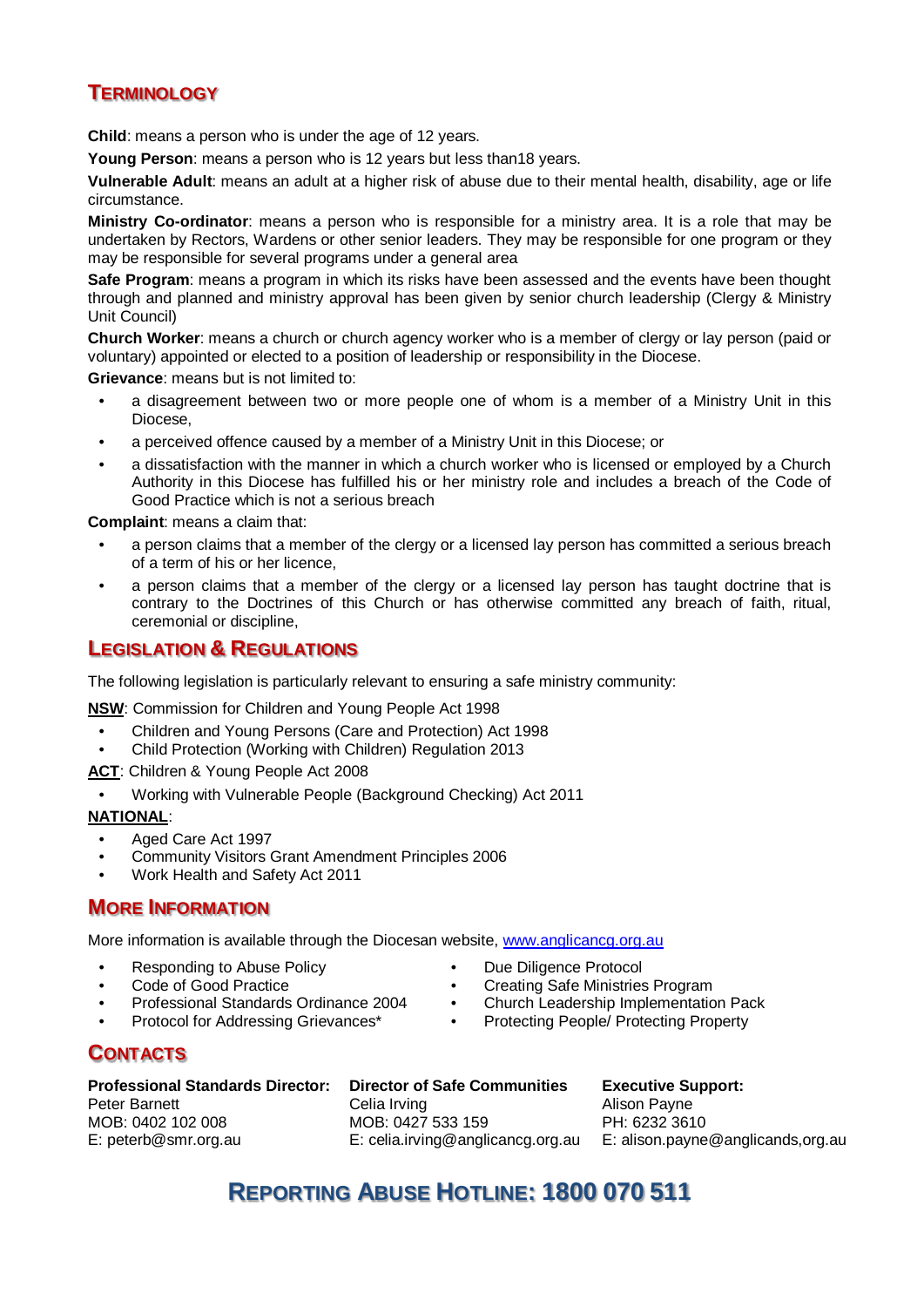## TERMINOLOGY

**Child**: means a person who is under the age of 12 years.

**Young Person**: means a person who is 12 years but less than18 years.

**Vulnerable Adult**: means an adult at a higher risk of abuse due to their mental health, disability, age or life circumstance.

**Ministry Co-ordinator**: means a person who is responsible for a ministry area. It is a role that may be undertaken by Rectors, Wardens or other senior leaders. They may be responsible for one program or they may be responsible for several programs under a general area

**Safe Program**: means a program in which its risks have been assessed and the events have been thought through and planned and ministry approval has been given by senior church leadership (Clergy & Ministry Unit Council)

**Church Worker**: means a church or church agency worker who is a member of clergy or lay person (paid or voluntary) appointed or elected to a position of leadership or responsibility in the Diocese.

**Grievance**: means but is not limited to:

- a disagreement between two or more people one of whom is a member of a Ministry Unit in this Diocese,
- a perceived offence caused by a member of a Ministry Unit in this Diocese; or
- a dissatisfaction with the manner in which a church worker who is licensed or employed by a Church Authority in this Diocese has fulfilled his or her ministry role and includes a breach of the Code of Good Practice which is not a serious breach

**Complaint**: means a claim that:

- a person claims that a member of the clergy or a licensed lay person has committed a serious breach of a term of his or her licence,
- a person claims that a member of the clergy or a licensed lay person has taught doctrine that is contrary to the Doctrines of this Church or has otherwise committed any breach of faith, ritual, ceremonial or discipline,

## LEGISLATION & REGULATIONS

The following legislation is particularly relevant to ensuring a safe ministry community:

**NSW**: Commission for Children and Young People Act 1998

- Children and Young Persons (Care and Protection) Act 1998
- Child Protection (Working with Children) Regulation 2013

**ACT**: Children & Young People Act 2008

- Working with Vulnerable People (Background Checking) Act 2011

**NATIONAL**:

- Aged Care Act 1997
- Community Visitors Grant Amendment Principles 2006
- Work Health and Safety Act 2011

## MORE INFORMATION

More information is available through the Diocesan website, www.anglicancg.org.au

- Responding to Abuse Policy
- Code of Good Practice
- Professional Standards Ordinance 2004
- Protocol for Addressing Grievances*
- Due Diligence Protocol
- Creating Safe Ministries Program
- Church Leadership Implementation Pack
- Protecting People/ Protecting Property

## CONTACTS

**Professional Standards Director:**
Peter Barnett
MOB: 0402 102 008
E: peterb@smr.org.au

**Director of Safe Communities**
Celia Irving
MOB: 0427 533 159
E: celia.irving@anglicancg.org.au

**Executive Support:**
Alison Payne
PH: 6232 3610
E: alison.payne@anglicands,org.au

## REPORTING ABUSE HOTLINE: 1800 070 511